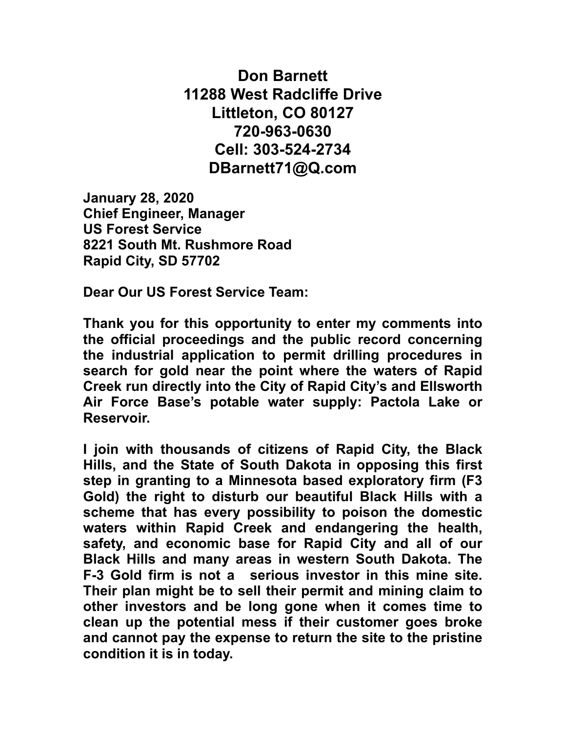**Don Barnett**
**11288 West Radcliffe Drive**
**Littleton, CO 80127**
**720-963-0630**
**Cell: 303-524-2734**
**DBarnett71@Q.com**

**January 28, 2020**
**Chief Engineer, Manager**
**US Forest Service**
**8221 South Mt. Rushmore Road**
**Rapid City, SD 57702**

**Dear Our US Forest Service Team:**

**Thank you for this opportunity to enter my comments into the official proceedings and the public record concerning the industrial application to permit drilling procedures in search for gold near the point where the waters of Rapid Creek run directly into the City of Rapid City's and Ellsworth Air Force Base's potable water supply: Pactola Lake or Reservoir.**

**I join with thousands of citizens of Rapid City, the Black Hills, and the State of South Dakota in opposing this first step in granting to a Minnesota based exploratory firm (F3 Gold) the right to disturb our beautiful Black Hills with a scheme that has every possibility to poison the domestic waters within Rapid Creek and endangering the health, safety, and economic base for Rapid City and all of our Black Hills and many areas in western South Dakota. The F-3 Gold firm is not a serious investor in this mine site. Their plan might be to sell their permit and mining claim to other investors and be long gone when it comes time to clean up the potential mess if their customer goes broke and cannot pay the expense to return the site to the pristine condition it is in today.**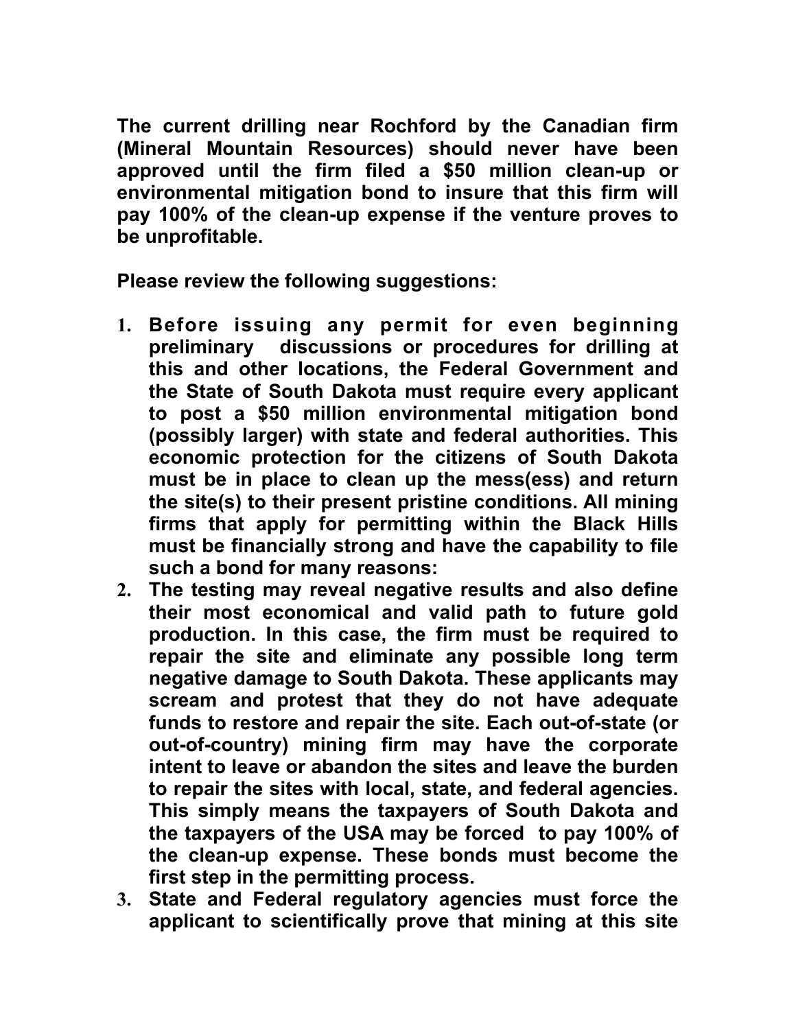**The current drilling near Rochford by the Canadian firm (Mineral Mountain Resources) should never have been approved until the firm filed a $50 million clean-up or environmental mitigation bond to insure that this firm will pay 100% of the clean-up expense if the venture proves to be unprofitable.**

**Please review the following suggestions:**

1. **Before issuing any permit for even beginning preliminary discussions or procedures for drilling at this and other locations, the Federal Government and the State of South Dakota must require every applicant to post a $50 million environmental mitigation bond (possibly larger) with state and federal authorities. This economic protection for the citizens of South Dakota must be in place to clean up the mess(ess) and return the site(s) to their present pristine conditions. All mining firms that apply for permitting within the Black Hills must be financially strong and have the capability to file such a bond for many reasons:**
2. **The testing may reveal negative results and also define their most economical and valid path to future gold production. In this case, the firm must be required to repair the site and eliminate any possible long term negative damage to South Dakota. These applicants may scream and protest that they do not have adequate funds to restore and repair the site. Each out-of-state (or out-of-country) mining firm may have the corporate intent to leave or abandon the sites and leave the burden to repair the sites with local, state, and federal agencies. This simply means the taxpayers of South Dakota and the taxpayers of the USA may be forced to pay 100% of the clean-up expense. These bonds must become the first step in the permitting process.**
3. **State and Federal regulatory agencies must force the applicant to scientifically prove that mining at this site**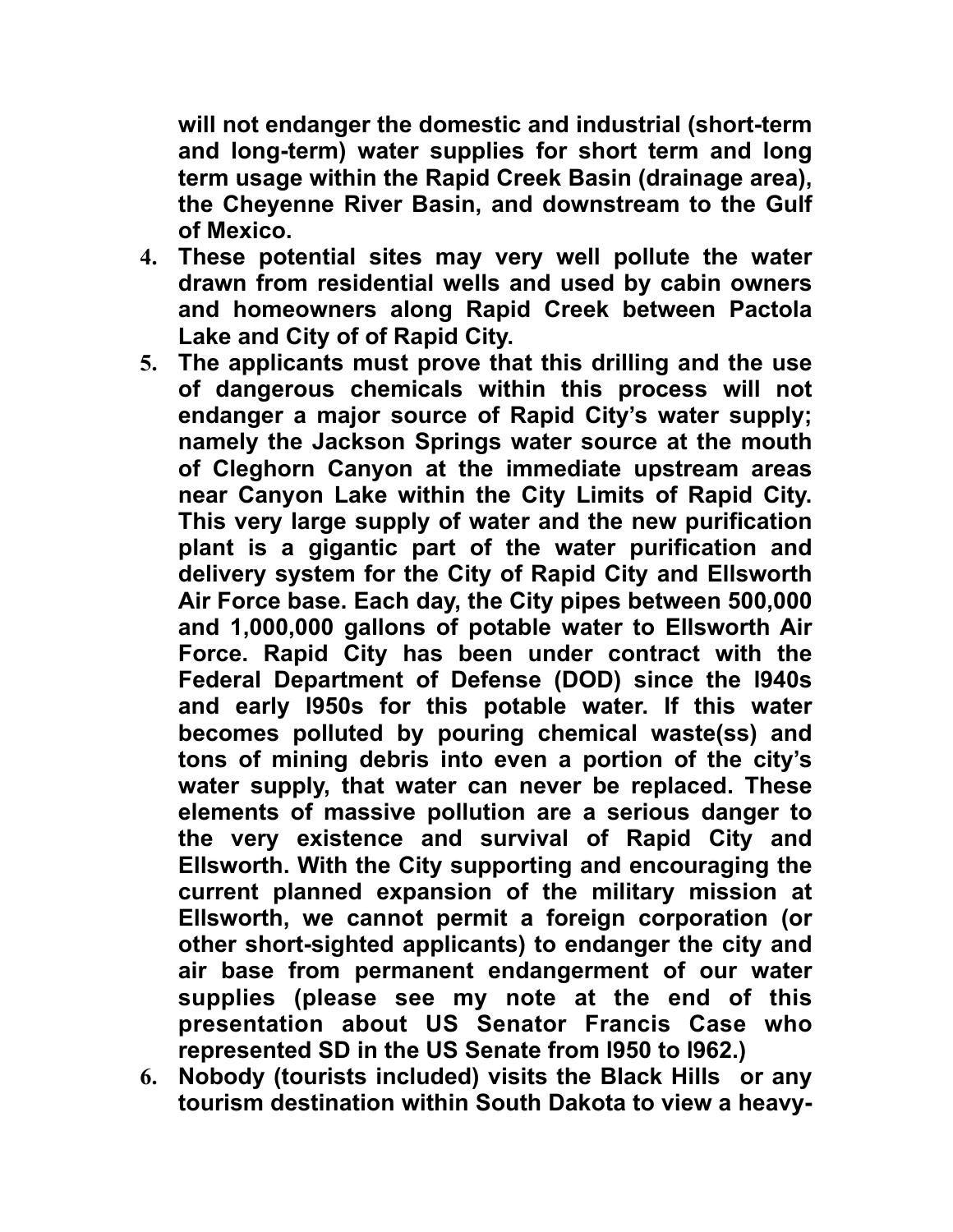**will not endanger the domestic and industrial (short-term and long-term) water supplies for short term and long term usage within the Rapid Creek Basin (drainage area), the Cheyenne River Basin, and downstream to the Gulf of Mexico.**

4. **These potential sites may very well pollute the water drawn from residential wells and used by cabin owners and homeowners along Rapid Creek between Pactola Lake and City of of Rapid City.**
5. **The applicants must prove that this drilling and the use of dangerous chemicals within this process will not endanger a major source of Rapid City's water supply; namely the Jackson Springs water source at the mouth of Cleghorn Canyon at the immediate upstream areas near Canyon Lake within the City Limits of Rapid City. This very large supply of water and the new purification plant is a gigantic part of the water purification and delivery system for the City of Rapid City and Ellsworth Air Force base. Each day, the City pipes between 500,000 and 1,000,000 gallons of potable water to Ellsworth Air Force. Rapid City has been under contract with the Federal Department of Defense (DOD) since the l940s and early l950s for this potable water. If this water becomes polluted by pouring chemical waste(ss) and tons of mining debris into even a portion of the city's water supply, that water can never be replaced. These elements of massive pollution are a serious danger to the very existence and survival of Rapid City and Ellsworth. With the City supporting and encouraging the current planned expansion of the military mission at Ellsworth, we cannot permit a foreign corporation (or other short-sighted applicants) to endanger the city and air base from permanent endangerment of our water supplies (please see my note at the end of this presentation about US Senator Francis Case who represented SD in the US Senate from l950 to l962.)**
6. **Nobody (tourists included) visits the Black Hills or any tourism destination within South Dakota to view a heavy-**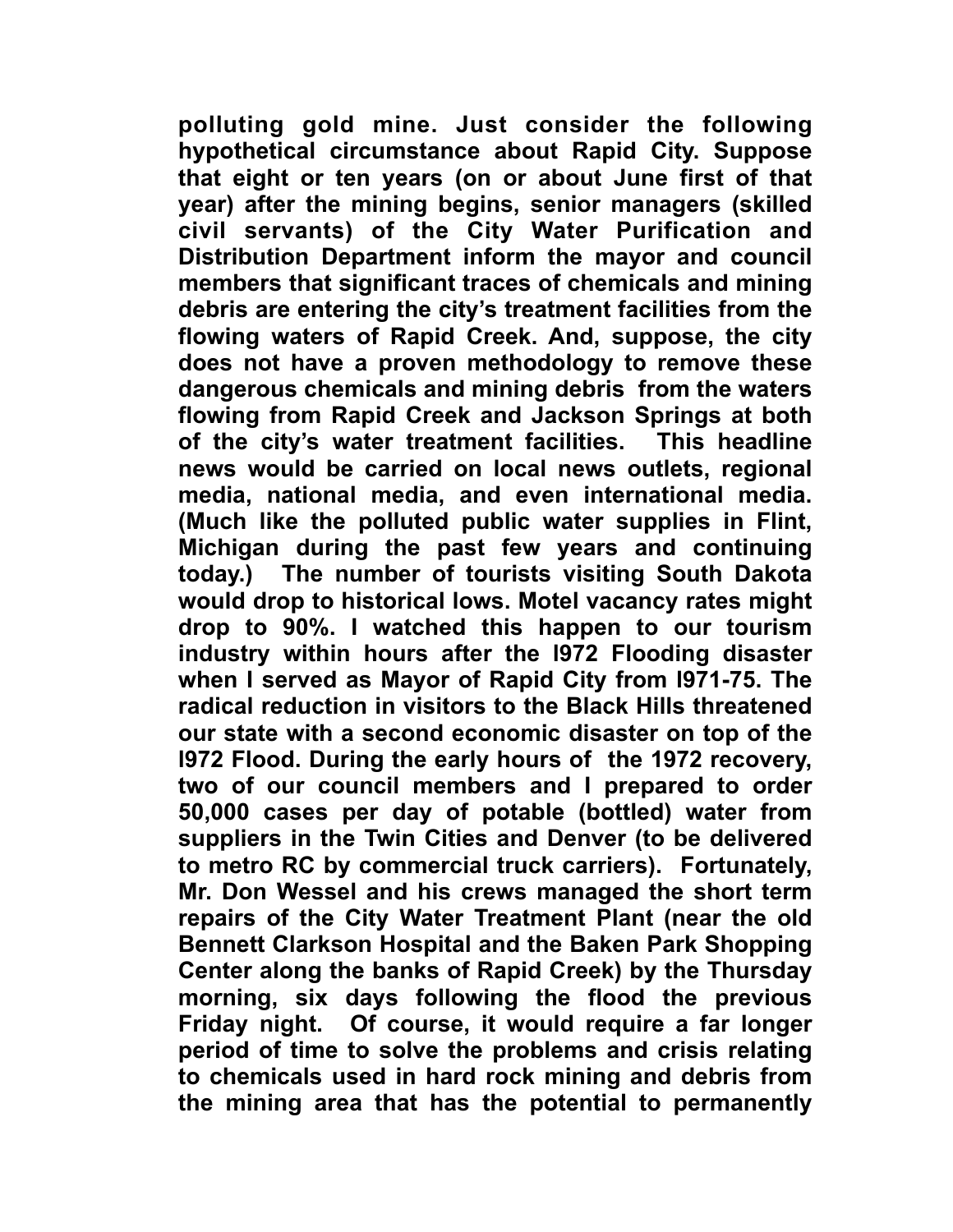**polluting gold mine. Just consider the following hypothetical circumstance about Rapid City. Suppose that eight or ten years (on or about June first of that year) after the mining begins, senior managers (skilled civil servants) of the City Water Purification and Distribution Department inform the mayor and council members that significant traces of chemicals and mining debris are entering the city's treatment facilities from the flowing waters of Rapid Creek. And, suppose, the city does not have a proven methodology to remove these dangerous chemicals and mining debris from the waters flowing from Rapid Creek and Jackson Springs at both of the city's water treatment facilities. This headline news would be carried on local news outlets, regional media, national media, and even international media. (Much like the polluted public water supplies in Flint, Michigan during the past few years and continuing today.) The number of tourists visiting South Dakota would drop to historical lows. Motel vacancy rates might drop to 90%. I watched this happen to our tourism industry within hours after the l972 Flooding disaster when I served as Mayor of Rapid City from l971-75. The radical reduction in visitors to the Black Hills threatened our state with a second economic disaster on top of the l972 Flood. During the early hours of the 1972 recovery, two of our council members and I prepared to order 50,000 cases per day of potable (bottled) water from suppliers in the Twin Cities and Denver (to be delivered to metro RC by commercial truck carriers). Fortunately, Mr. Don Wessel and his crews managed the short term repairs of the City Water Treatment Plant (near the old Bennett Clarkson Hospital and the Baken Park Shopping Center along the banks of Rapid Creek) by the Thursday morning, six days following the flood the previous Friday night. Of course, it would require a far longer period of time to solve the problems and crisis relating to chemicals used in hard rock mining and debris from the mining area that has the potential to permanently**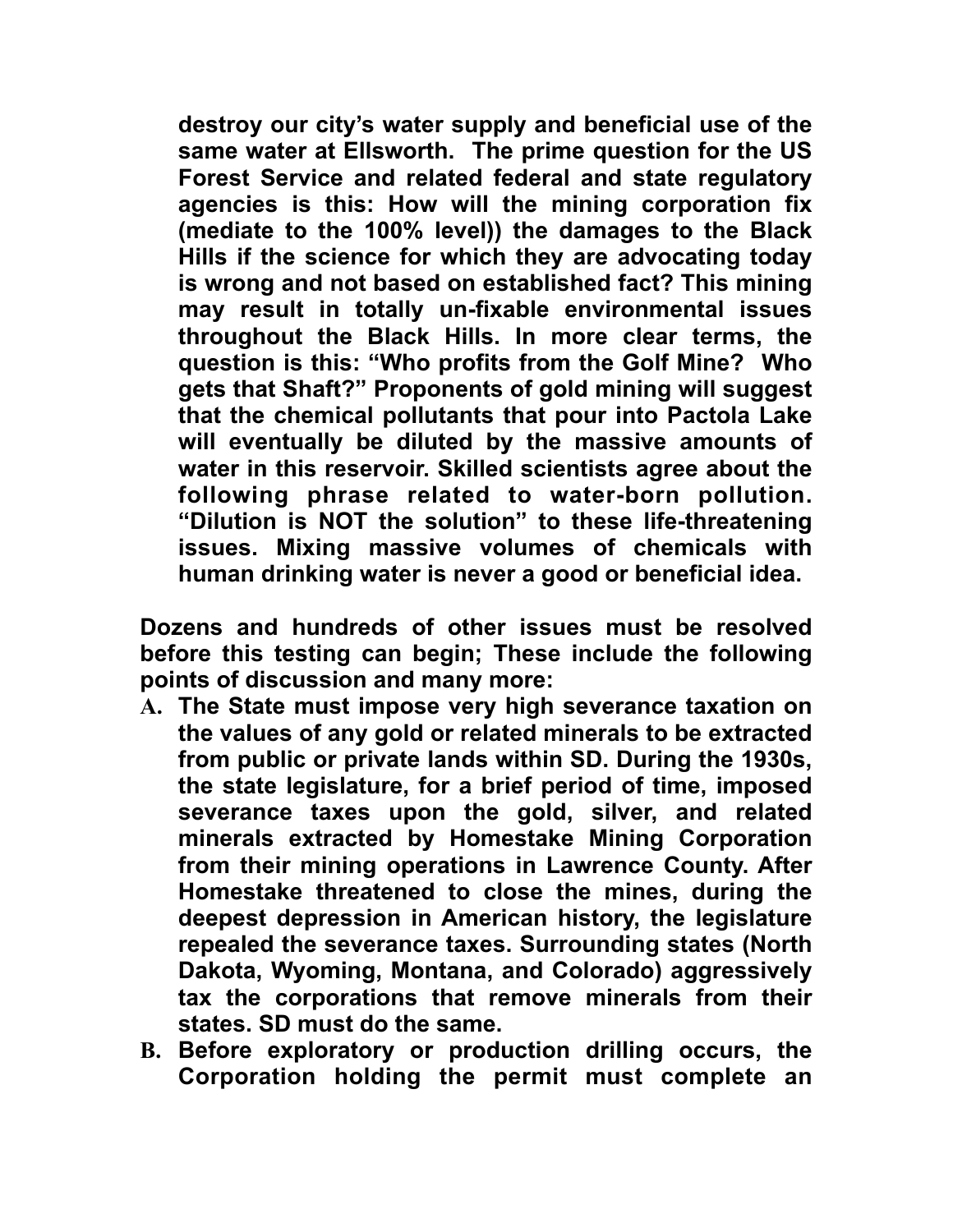**destroy our city's water supply and beneficial use of the same water at Ellsworth. The prime question for the US Forest Service and related federal and state regulatory agencies is this: How will the mining corporation fix (mediate to the 100% level)) the damages to the Black Hills if the science for which they are advocating today is wrong and not based on established fact? This mining may result in totally un-fixable environmental issues throughout the Black Hills. In more clear terms, the question is this: "Who profits from the Golf Mine? Who gets that Shaft?" Proponents of gold mining will suggest that the chemical pollutants that pour into Pactola Lake will eventually be diluted by the massive amounts of water in this reservoir. Skilled scientists agree about the following phrase related to water-born pollution. "Dilution is NOT the solution" to these life-threatening issues. Mixing massive volumes of chemicals with human drinking water is never a good or beneficial idea.**

**Dozens and hundreds of other issues must be resolved before this testing can begin; These include the following points of discussion and many more:**

- **A. The State must impose very high severance taxation on the values of any gold or related minerals to be extracted from public or private lands within SD. During the 1930s, the state legislature, for a brief period of time, imposed severance taxes upon the gold, silver, and related minerals extracted by Homestake Mining Corporation from their mining operations in Lawrence County. After Homestake threatened to close the mines, during the deepest depression in American history, the legislature repealed the severance taxes. Surrounding states (North Dakota, Wyoming, Montana, and Colorado) aggressively tax the corporations that remove minerals from their states. SD must do the same.**
- **B. Before exploratory or production drilling occurs, the Corporation holding the permit must complete an**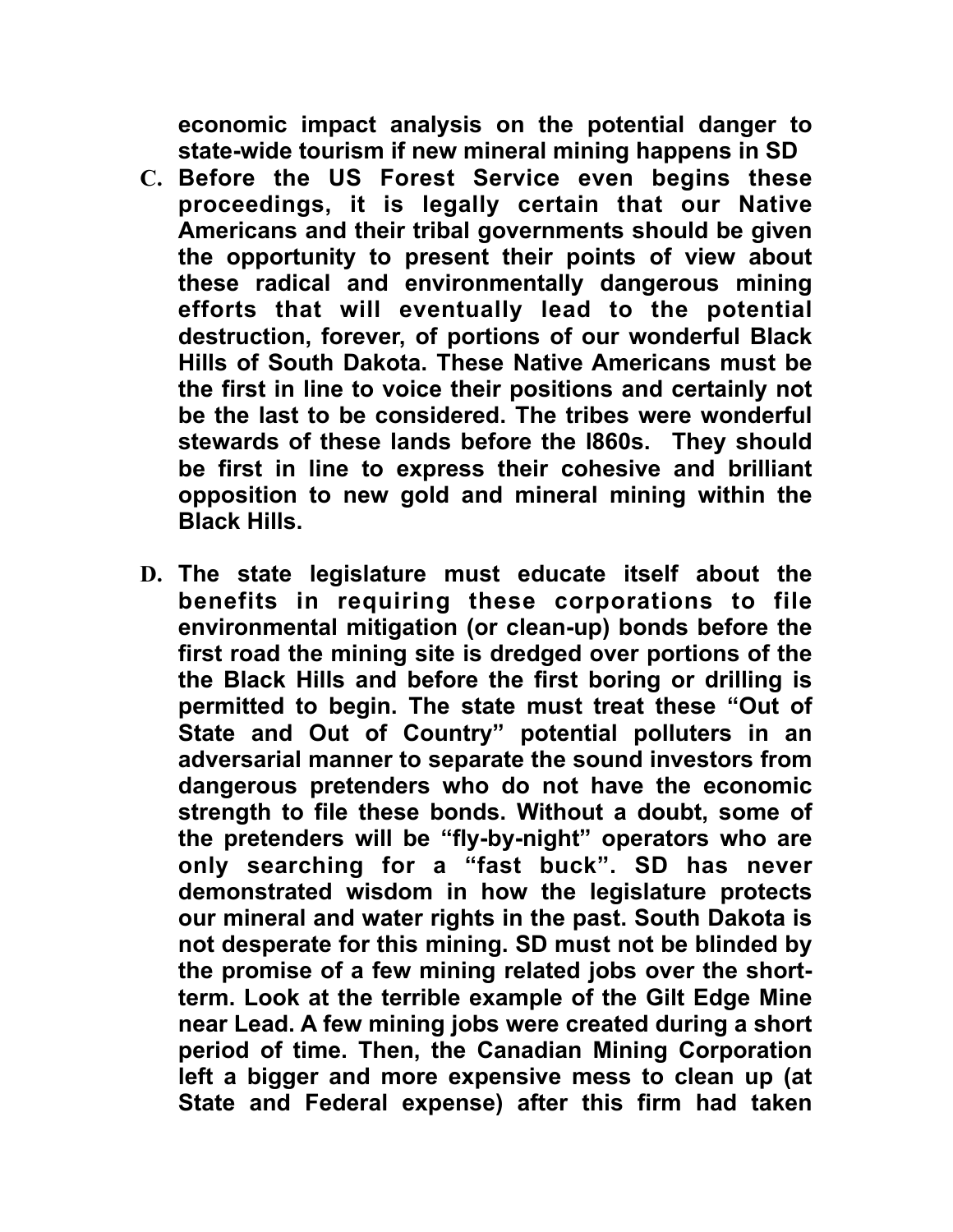**economic impact analysis on the potential danger to state-wide tourism if new mineral mining happens in SD**

**C. Before the US Forest Service even begins these proceedings, it is legally certain that our Native Americans and their tribal governments should be given the opportunity to present their points of view about these radical and environmentally dangerous mining efforts that will eventually lead to the potential destruction, forever, of portions of our wonderful Black Hills of South Dakota. These Native Americans must be the first in line to voice their positions and certainly not be the last to be considered. The tribes were wonderful stewards of these lands before the l860s. They should be first in line to express their cohesive and brilliant opposition to new gold and mineral mining within the Black Hills.**

**D. The state legislature must educate itself about the benefits in requiring these corporations to file environmental mitigation (or clean-up) bonds before the first road the mining site is dredged over portions of the the Black Hills and before the first boring or drilling is permitted to begin. The state must treat these "Out of State and Out of Country" potential polluters in an adversarial manner to separate the sound investors from dangerous pretenders who do not have the economic strength to file these bonds. Without a doubt, some of the pretenders will be "fly-by-night" operators who are only searching for a "fast buck". SD has never demonstrated wisdom in how the legislature protects our mineral and water rights in the past. South Dakota is not desperate for this mining. SD must not be blinded by the promise of a few mining related jobs over the short-term. Look at the terrible example of the Gilt Edge Mine near Lead. A few mining jobs were created during a short period of time. Then, the Canadian Mining Corporation left a bigger and more expensive mess to clean up (at State and Federal expense) after this firm had taken**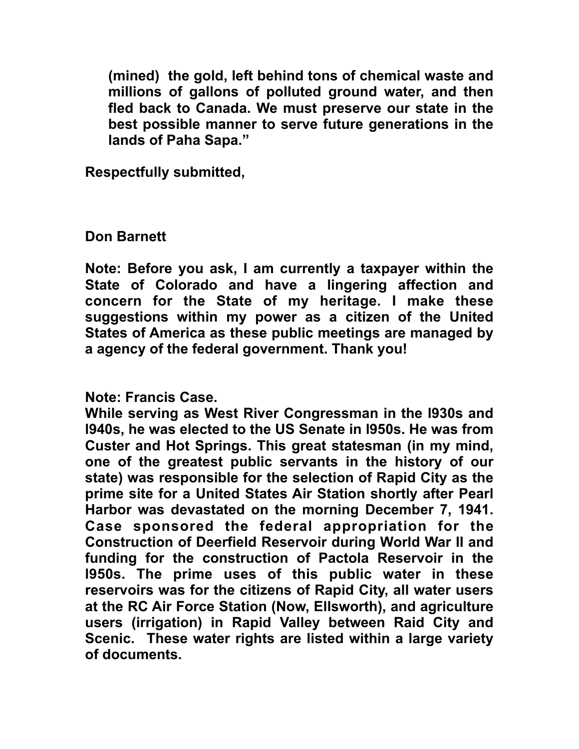**(mined) the gold, left behind tons of chemical waste and millions of gallons of polluted ground water, and then fled back to Canada. We must preserve our state in the best possible manner to serve future generations in the lands of Paha Sapa."**

**Respectfully submitted,**

**Don Barnett**

**Note: Before you ask, I am currently a taxpayer within the State of Colorado and have a lingering affection and concern for the State of my heritage. I make these suggestions within my power as a citizen of the United States of America as these public meetings are managed by a agency of the federal government. Thank you!**

**Note: Francis Case.**
**While serving as West River Congressman in the l930s and l940s, he was elected to the US Senate in l950s. He was from Custer and Hot Springs. This great statesman (in my mind, one of the greatest public servants in the history of our state) was responsible for the selection of Rapid City as the prime site for a United States Air Station shortly after Pearl Harbor was devastated on the morning December 7, 1941. Case sponsored the federal appropriation for the Construction of Deerfield Reservoir during World War II and funding for the construction of Pactola Reservoir in the l950s. The prime uses of this public water in these reservoirs was for the citizens of Rapid City, all water users at the RC Air Force Station (Now, Ellsworth), and agriculture users (irrigation) in Rapid Valley between Raid City and Scenic. These water rights are listed within a large variety of documents.**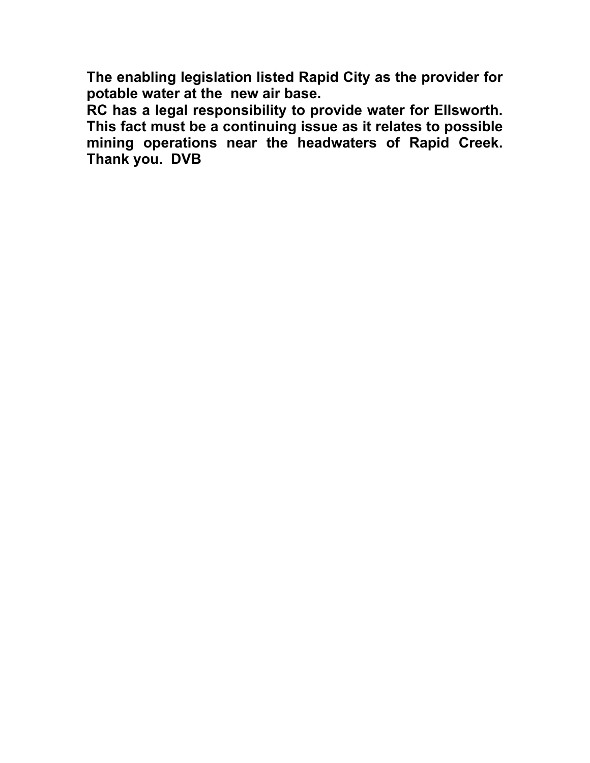**The enabling legislation listed Rapid City as the provider for potable water at the new air base.**
**RC has a legal responsibility to provide water for Ellsworth. This fact must be a continuing issue as it relates to possible mining operations near the headwaters of Rapid Creek. Thank you. DVB**